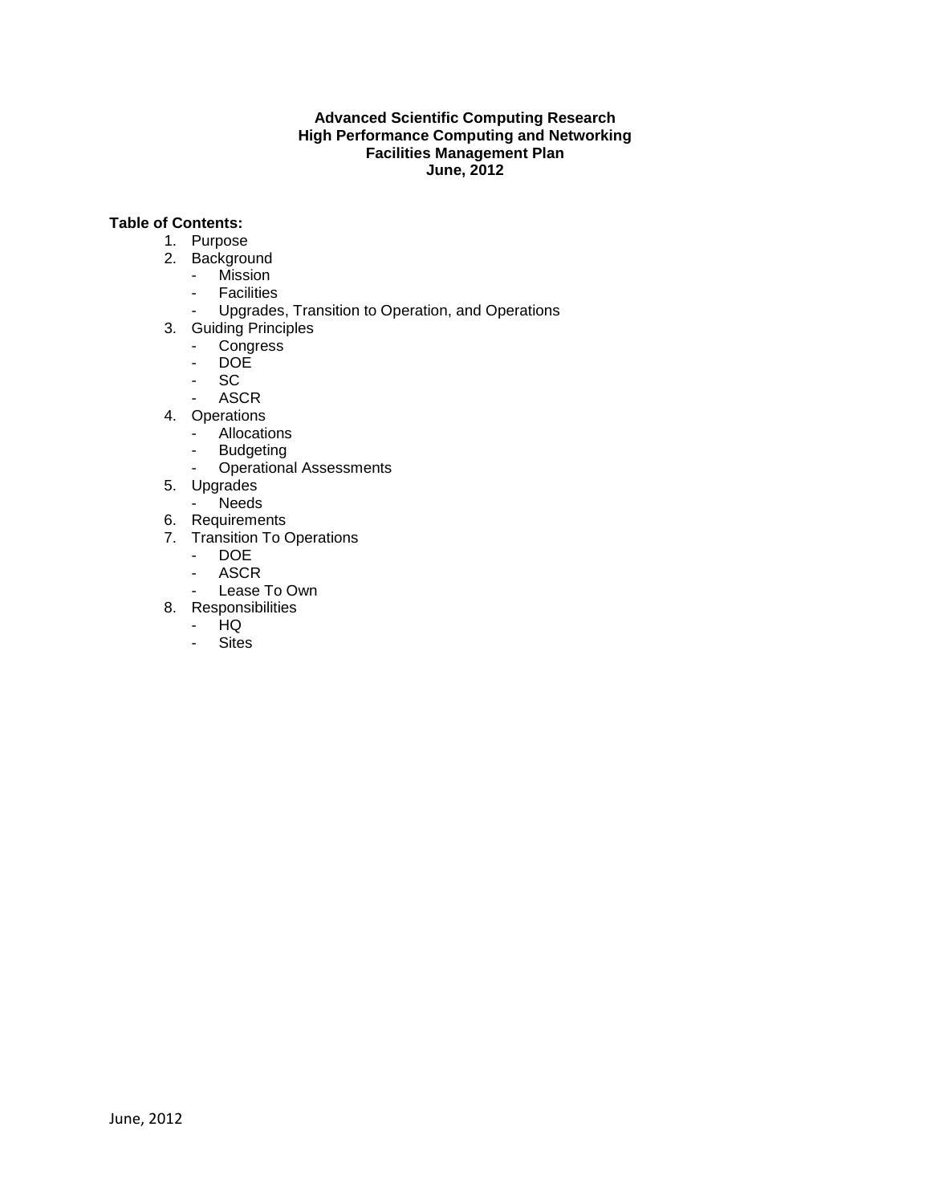**Advanced Scientific Computing Research**
**High Performance Computing and Networking**
**Facilities Management Plan**
**June, 2012**

**Table of Contents:**

1. Purpose
2. Background
    - Mission
    - Facilities
    - Upgrades, Transition to Operation, and Operations
3. Guiding Principles
    - Congress
    - DOE
    - SC
    - ASCR
4. Operations
    - Allocations
    - Budgeting
    - Operational Assessments
5. Upgrades
    - Needs
6. Requirements
7. Transition To Operations
    - DOE
    - ASCR
    - Lease To Own
8. Responsibilities
    - HQ
    - Sites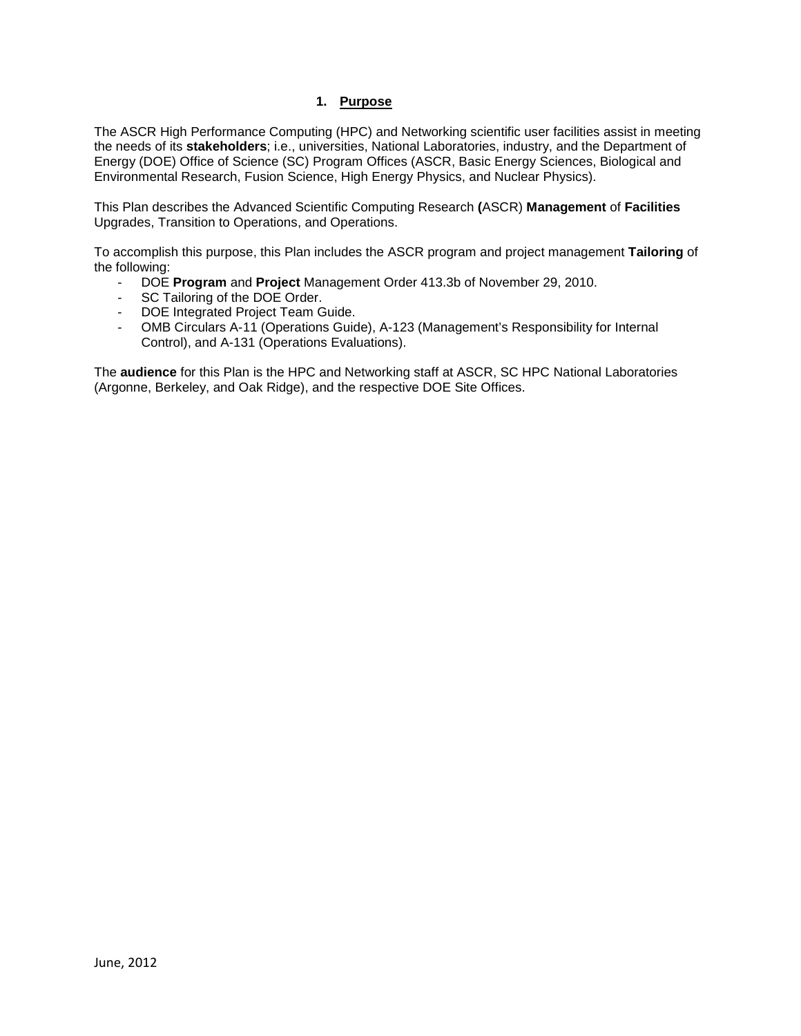## 1. Purpose

The ASCR High Performance Computing (HPC) and Networking scientific user facilities assist in meeting the needs of its **stakeholders**; i.e., universities, National Laboratories, industry, and the Department of Energy (DOE) Office of Science (SC) Program Offices (ASCR, Basic Energy Sciences, Biological and Environmental Research, Fusion Science, High Energy Physics, and Nuclear Physics).

This Plan describes the Advanced Scientific Computing Research **(**ASCR) **Management** of **Facilities** Upgrades, Transition to Operations, and Operations.

To accomplish this purpose, this Plan includes the ASCR program and project management **Tailoring** of the following:

- DOE **Program** and **Project** Management Order 413.3b of November 29, 2010.
- SC Tailoring of the DOE Order.
- DOE Integrated Project Team Guide.
- OMB Circulars A-11 (Operations Guide), A-123 (Management's Responsibility for Internal Control), and A-131 (Operations Evaluations).

The **audience** for this Plan is the HPC and Networking staff at ASCR, SC HPC National Laboratories (Argonne, Berkeley, and Oak Ridge), and the respective DOE Site Offices.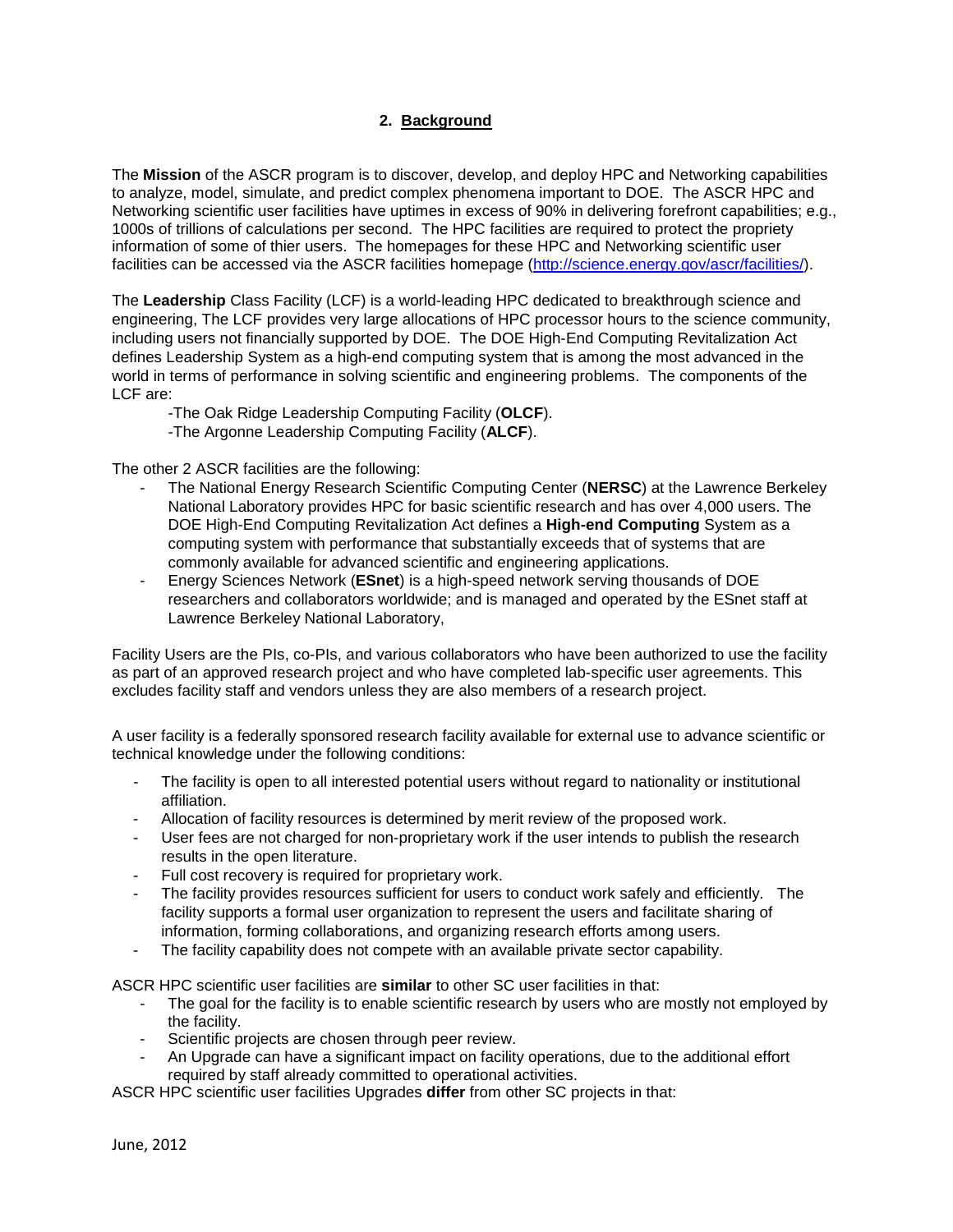## 2. Background

The **Mission** of the ASCR program is to discover, develop, and deploy HPC and Networking capabilities to analyze, model, simulate, and predict complex phenomena important to DOE. The ASCR HPC and Networking scientific user facilities have uptimes in excess of 90% in delivering forefront capabilities; e.g., 1000s of trillions of calculations per second. The HPC facilities are required to protect the propriety information of some of thier users. The homepages for these HPC and Networking scientific user facilities can be accessed via the ASCR facilities homepage (http://science.energy.gov/ascr/facilities/).

The **Leadership** Class Facility (LCF) is a world-leading HPC dedicated to breakthrough science and engineering, The LCF provides very large allocations of HPC processor hours to the science community, including users not financially supported by DOE. The DOE High-End Computing Revitalization Act defines Leadership System as a high-end computing system that is among the most advanced in the world in terms of performance in solving scientific and engineering problems. The components of the LCF are:

-The Oak Ridge Leadership Computing Facility (**OLCF**).
-The Argonne Leadership Computing Facility (**ALCF**).

The other 2 ASCR facilities are the following:

- The National Energy Research Scientific Computing Center (**NERSC**) at the Lawrence Berkeley National Laboratory provides HPC for basic scientific research and has over 4,000 users. The DOE High-End Computing Revitalization Act defines a **High-end Computing** System as a computing system with performance that substantially exceeds that of systems that are commonly available for advanced scientific and engineering applications.
- Energy Sciences Network (**ESnet**) is a high-speed network serving thousands of DOE researchers and collaborators worldwide; and is managed and operated by the ESnet staff at Lawrence Berkeley National Laboratory,

Facility Users are the PIs, co-PIs, and various collaborators who have been authorized to use the facility as part of an approved research project and who have completed lab-specific user agreements. This excludes facility staff and vendors unless they are also members of a research project.

A user facility is a federally sponsored research facility available for external use to advance scientific or technical knowledge under the following conditions:

- The facility is open to all interested potential users without regard to nationality or institutional affiliation.
- Allocation of facility resources is determined by merit review of the proposed work.
- User fees are not charged for non-proprietary work if the user intends to publish the research results in the open literature.
- Full cost recovery is required for proprietary work.
- The facility provides resources sufficient for users to conduct work safely and efficiently. The facility supports a formal user organization to represent the users and facilitate sharing of information, forming collaborations, and organizing research efforts among users.
- The facility capability does not compete with an available private sector capability.

ASCR HPC scientific user facilities are **similar** to other SC user facilities in that:

- The goal for the facility is to enable scientific research by users who are mostly not employed by the facility.
- Scientific projects are chosen through peer review.
- An Upgrade can have a significant impact on facility operations, due to the additional effort required by staff already committed to operational activities.

ASCR HPC scientific user facilities Upgrades **differ** from other SC projects in that: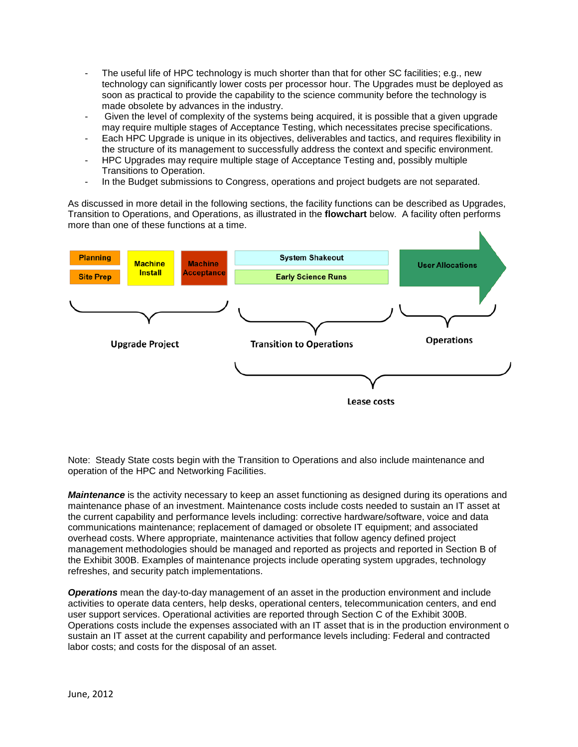- The useful life of HPC technology is much shorter than that for other SC facilities; e.g., new technology can significantly lower costs per processor hour. The Upgrades must be deployed as soon as practical to provide the capability to the science community before the technology is made obsolete by advances in the industry.
- Given the level of complexity of the systems being acquired, it is possible that a given upgrade may require multiple stages of Acceptance Testing, which necessitates precise specifications.
- Each HPC Upgrade is unique in its objectives, deliverables and tactics, and requires flexibility in the structure of its management to successfully address the context and specific environment.
- HPC Upgrades may require multiple stage of Acceptance Testing and, possibly multiple Transitions to Operation.
- In the Budget submissions to Congress, operations and project budgets are not separated.

As discussed in more detail in the following sections, the facility functions can be described as Upgrades, Transition to Operations, and Operations, as illustrated in the **flowchart** below. A facility often performs more than one of these functions at a time.

Planning
Site Prep
Machine Install
Machine Acceptance
System Shakeout
Early Science Runs
User Allocations
Upgrade Project
Transition to Operations
Operations
Lease costs

Note: Steady State costs begin with the Transition to Operations and also include maintenance and operation of the HPC and Networking Facilities.

***Maintenance*** is the activity necessary to keep an asset functioning as designed during its operations and maintenance phase of an investment. Maintenance costs include costs needed to sustain an IT asset at the current capability and performance levels including: corrective hardware/software, voice and data communications maintenance; replacement of damaged or obsolete IT equipment; and associated overhead costs. Where appropriate, maintenance activities that follow agency defined project management methodologies should be managed and reported as projects and reported in Section B of the Exhibit 300B. Examples of maintenance projects include operating system upgrades, technology refreshes, and security patch implementations.

***Operations*** mean the day-to-day management of an asset in the production environment and include activities to operate data centers, help desks, operational centers, telecommunication centers, and end user support services. Operational activities are reported through Section C of the Exhibit 300B. Operations costs include the expenses associated with an IT asset that is in the production environment o sustain an IT asset at the current capability and performance levels including: Federal and contracted labor costs; and costs for the disposal of an asset.

June, 2012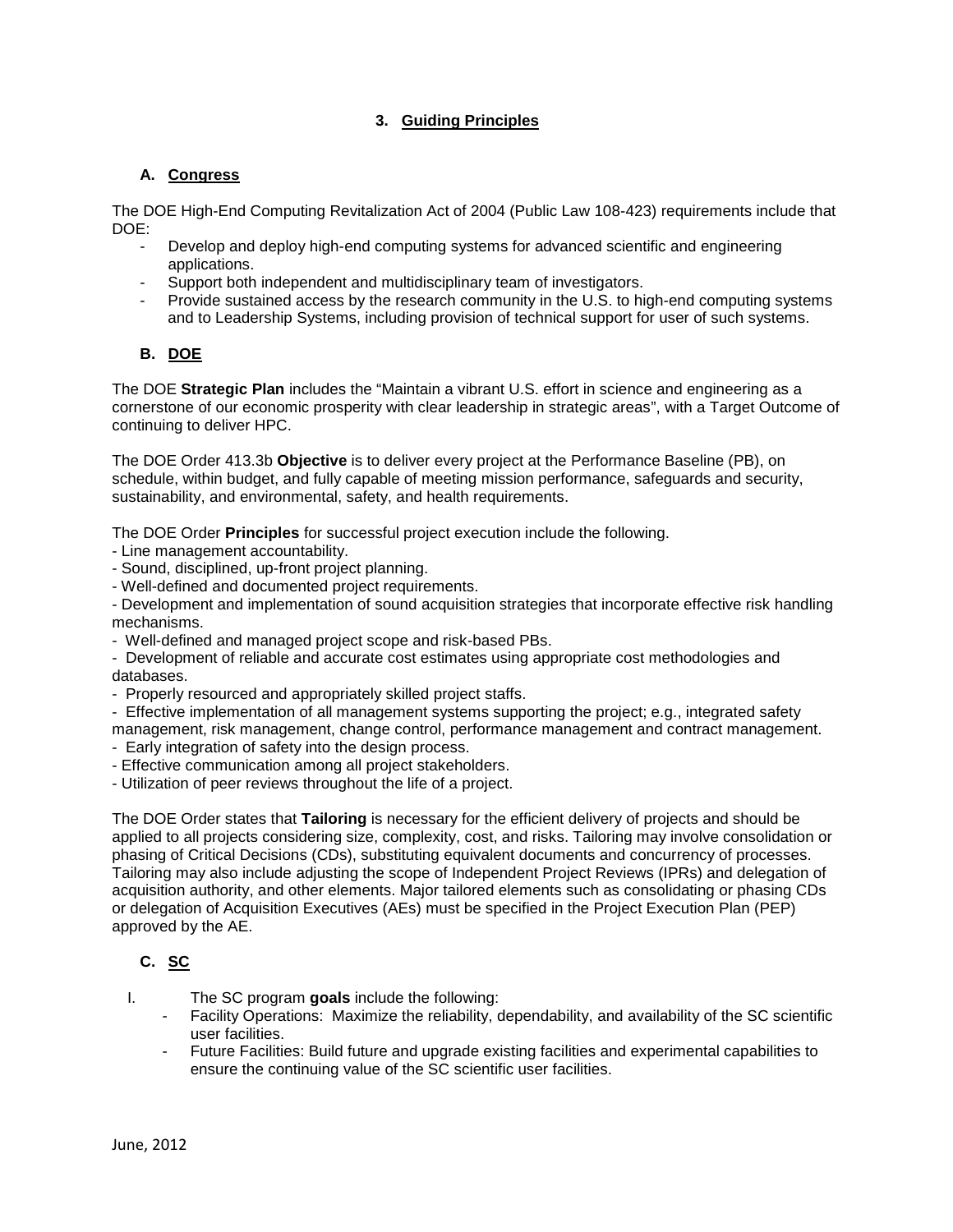## 3. Guiding Principles

### A. Congress

The DOE High-End Computing Revitalization Act of 2004 (Public Law 108-423) requirements include that DOE:

- Develop and deploy high-end computing systems for advanced scientific and engineering applications.
- Support both independent and multidisciplinary team of investigators.
- Provide sustained access by the research community in the U.S. to high-end computing systems and to Leadership Systems, including provision of technical support for user of such systems.

### B. DOE

The DOE **Strategic Plan** includes the "Maintain a vibrant U.S. effort in science and engineering as a cornerstone of our economic prosperity with clear leadership in strategic areas", with a Target Outcome of continuing to deliver HPC.

The DOE Order 413.3b **Objective** is to deliver every project at the Performance Baseline (PB), on schedule, within budget, and fully capable of meeting mission performance, safeguards and security, sustainability, and environmental, safety, and health requirements.

The DOE Order **Principles** for successful project execution include the following.

- Line management accountability.
- Sound, disciplined, up-front project planning.
- Well-defined and documented project requirements.
- Development and implementation of sound acquisition strategies that incorporate effective risk handling mechanisms.
- Well-defined and managed project scope and risk-based PBs.
- Development of reliable and accurate cost estimates using appropriate cost methodologies and databases.
- Properly resourced and appropriately skilled project staffs.
- Effective implementation of all management systems supporting the project; e.g., integrated safety management, risk management, change control, performance management and contract management.
- Early integration of safety into the design process.
- Effective communication among all project stakeholders.
- Utilization of peer reviews throughout the life of a project.

The DOE Order states that **Tailoring** is necessary for the efficient delivery of projects and should be applied to all projects considering size, complexity, cost, and risks. Tailoring may involve consolidation or phasing of Critical Decisions (CDs), substituting equivalent documents and concurrency of processes. Tailoring may also include adjusting the scope of Independent Project Reviews (IPRs) and delegation of acquisition authority, and other elements. Major tailored elements such as consolidating or phasing CDs or delegation of Acquisition Executives (AEs) must be specified in the Project Execution Plan (PEP) approved by the AE.

### C. SC

I. The SC program **goals** include the following:
   - Facility Operations: Maximize the reliability, dependability, and availability of the SC scientific user facilities.
   - Future Facilities: Build future and upgrade existing facilities and experimental capabilities to ensure the continuing value of the SC scientific user facilities.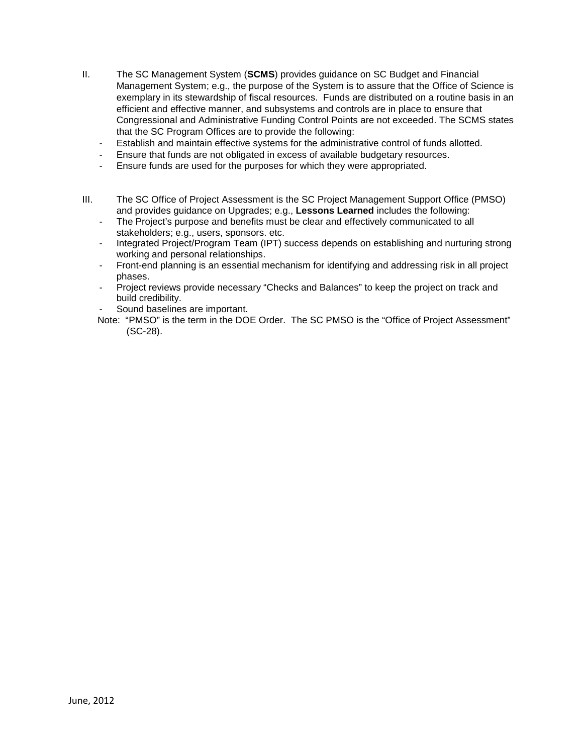II. The SC Management System (**SCMS**) provides guidance on SC Budget and Financial Management System; e.g., the purpose of the System is to assure that the Office of Science is exemplary in its stewardship of fiscal resources. Funds are distributed on a routine basis in an efficient and effective manner, and subsystems and controls are in place to ensure that Congressional and Administrative Funding Control Points are not exceeded. The SCMS states that the SC Program Offices are to provide the following:

- Establish and maintain effective systems for the administrative control of funds allotted.
- Ensure that funds are not obligated in excess of available budgetary resources.
- Ensure funds are used for the purposes for which they were appropriated.

III. The SC Office of Project Assessment is the SC Project Management Support Office (PMSO) and provides guidance on Upgrades; e.g., **Lessons Learned** includes the following:

- The Project's purpose and benefits must be clear and effectively communicated to all stakeholders; e.g., users, sponsors. etc.
- Integrated Project/Program Team (IPT) success depends on establishing and nurturing strong working and personal relationships.
- Front-end planning is an essential mechanism for identifying and addressing risk in all project phases.
- Project reviews provide necessary "Checks and Balances" to keep the project on track and build credibility.
- Sound baselines are important.

Note: "PMSO" is the term in the DOE Order. The SC PMSO is the "Office of Project Assessment" (SC-28).

June, 2012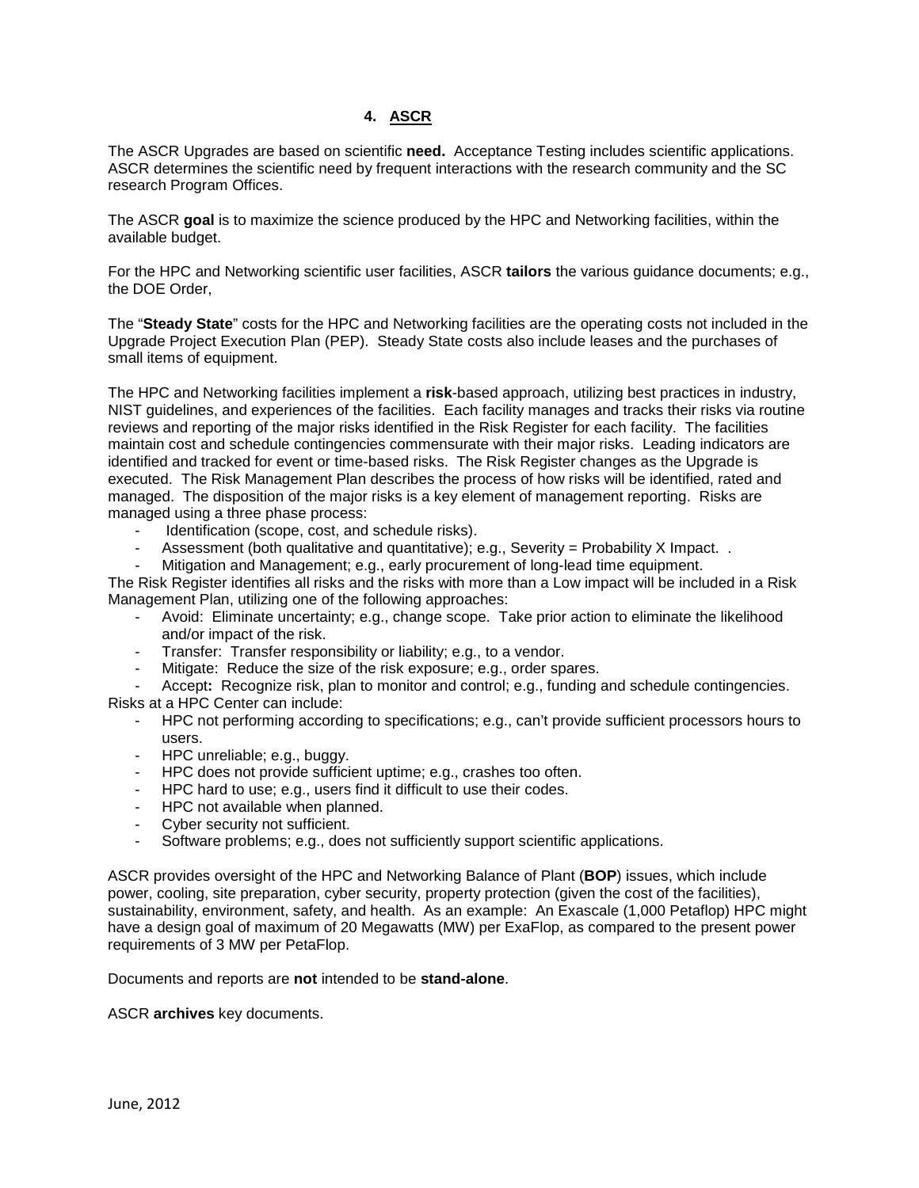## 4. ASCR

The ASCR Upgrades are based on scientific **need.** Acceptance Testing includes scientific applications. ASCR determines the scientific need by frequent interactions with the research community and the SC research Program Offices.

The ASCR **goal** is to maximize the science produced by the HPC and Networking facilities, within the available budget.

For the HPC and Networking scientific user facilities, ASCR **tailors** the various guidance documents; e.g., the DOE Order,

The "**Steady State**" costs for the HPC and Networking facilities are the operating costs not included in the Upgrade Project Execution Plan (PEP). Steady State costs also include leases and the purchases of small items of equipment.

The HPC and Networking facilities implement a **risk**-based approach, utilizing best practices in industry, NIST guidelines, and experiences of the facilities. Each facility manages and tracks their risks via routine reviews and reporting of the major risks identified in the Risk Register for each facility. The facilities maintain cost and schedule contingencies commensurate with their major risks. Leading indicators are identified and tracked for event or time-based risks. The Risk Register changes as the Upgrade is executed. The Risk Management Plan describes the process of how risks will be identified, rated and managed. The disposition of the major risks is a key element of management reporting. Risks are managed using a three phase process:

- Identification (scope, cost, and schedule risks).
- Assessment (both qualitative and quantitative); e.g., Severity = Probability X Impact. .
- Mitigation and Management; e.g., early procurement of long-lead time equipment.

The Risk Register identifies all risks and the risks with more than a Low impact will be included in a Risk Management Plan, utilizing one of the following approaches:

- Avoid: Eliminate uncertainty; e.g., change scope. Take prior action to eliminate the likelihood and/or impact of the risk.
- Transfer: Transfer responsibility or liability; e.g., to a vendor.
- Mitigate: Reduce the size of the risk exposure; e.g., order spares.
- Accept**:** Recognize risk, plan to monitor and control; e.g., funding and schedule contingencies.

Risks at a HPC Center can include:

- HPC not performing according to specifications; e.g., can't provide sufficient processors hours to users.
- HPC unreliable; e.g., buggy.
- HPC does not provide sufficient uptime; e.g., crashes too often.
- HPC hard to use; e.g., users find it difficult to use their codes.
- HPC not available when planned.
- Cyber security not sufficient.
- Software problems; e.g., does not sufficiently support scientific applications.

ASCR provides oversight of the HPC and Networking Balance of Plant (**BOP**) issues, which include power, cooling, site preparation, cyber security, property protection (given the cost of the facilities), sustainability, environment, safety, and health. As an example: An Exascale (1,000 Petaflop) HPC might have a design goal of maximum of 20 Megawatts (MW) per ExaFlop, as compared to the present power requirements of 3 MW per PetaFlop.

Documents and reports are **not** intended to be **stand-alone**.

ASCR **archives** key documents.

June, 2012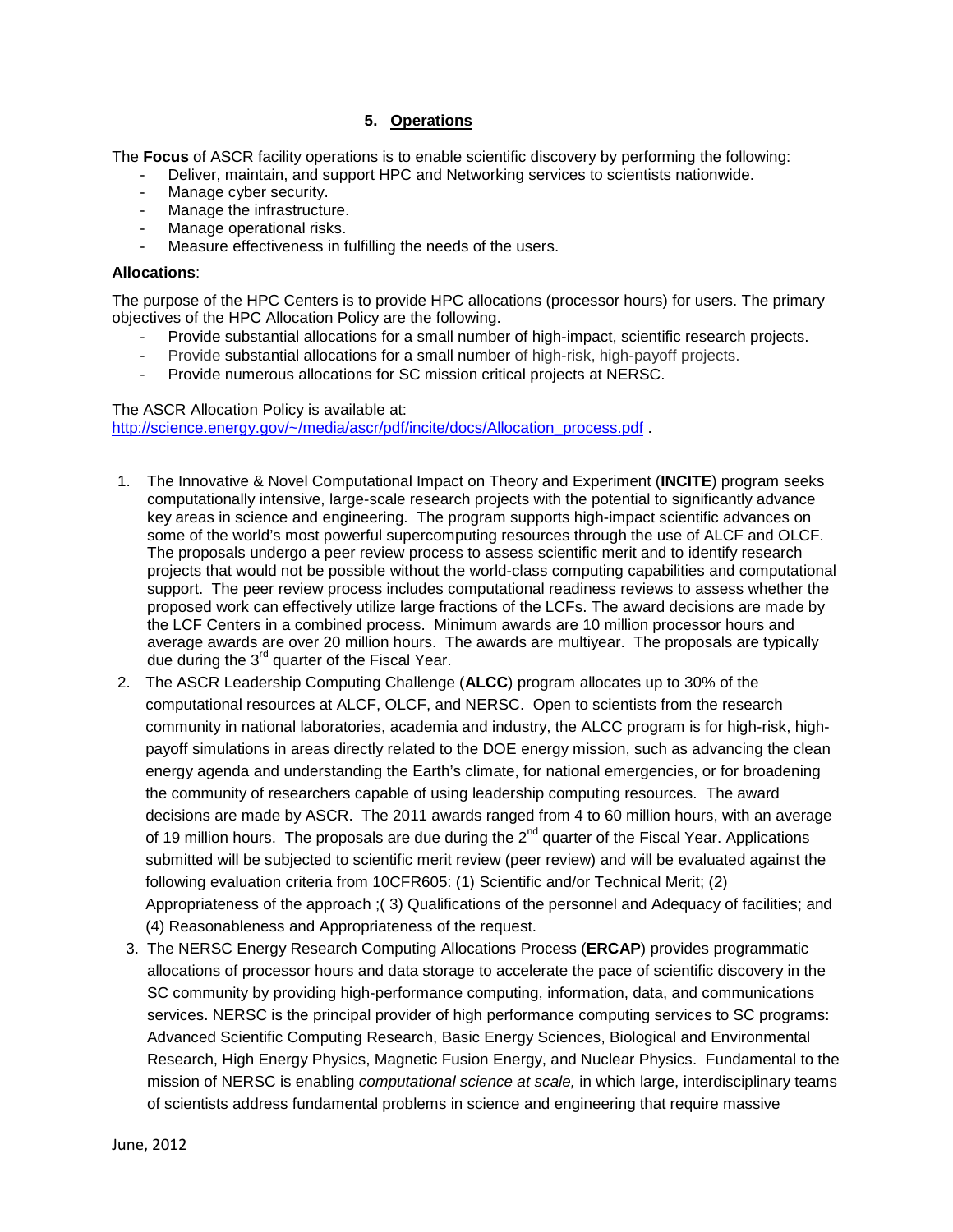## 5. Operations

The **Focus** of ASCR facility operations is to enable scientific discovery by performing the following:

- Deliver, maintain, and support HPC and Networking services to scientists nationwide.
- Manage cyber security.
- Manage the infrastructure.
- Manage operational risks.
- Measure effectiveness in fulfilling the needs of the users.

**Allocations**:

The purpose of the HPC Centers is to provide HPC allocations (processor hours) for users. The primary objectives of the HPC Allocation Policy are the following.

- Provide substantial allocations for a small number of high-impact, scientific research projects.
- Provide substantial allocations for a small number of high-risk, high-payoff projects.
- Provide numerous allocations for SC mission critical projects at NERSC.

The ASCR Allocation Policy is available at:
http://science.energy.gov/~/media/ascr/pdf/incite/docs/Allocation_process.pdf .

1. The Innovative & Novel Computational Impact on Theory and Experiment (**INCITE**) program seeks computationally intensive, large-scale research projects with the potential to significantly advance key areas in science and engineering. The program supports high-impact scientific advances on some of the world's most powerful supercomputing resources through the use of ALCF and OLCF. The proposals undergo a peer review process to assess scientific merit and to identify research projects that would not be possible without the world-class computing capabilities and computational support. The peer review process includes computational readiness reviews to assess whether the proposed work can effectively utilize large fractions of the LCFs. The award decisions are made by the LCF Centers in a combined process. Minimum awards are 10 million processor hours and average awards are over 20 million hours. The awards are multiyear. The proposals are typically due during the 3rd quarter of the Fiscal Year.
2. The ASCR Leadership Computing Challenge (**ALCC**) program allocates up to 30% of the computational resources at ALCF, OLCF, and NERSC. Open to scientists from the research community in national laboratories, academia and industry, the ALCC program is for high-risk, high-payoff simulations in areas directly related to the DOE energy mission, such as advancing the clean energy agenda and understanding the Earth's climate, for national emergencies, or for broadening the community of researchers capable of using leadership computing resources. The award decisions are made by ASCR. The 2011 awards ranged from 4 to 60 million hours, with an average of 19 million hours. The proposals are due during the 2nd quarter of the Fiscal Year. Applications submitted will be subjected to scientific merit review (peer review) and will be evaluated against the following evaluation criteria from 10CFR605: (1) Scientific and/or Technical Merit; (2) Appropriateness of the approach ;( 3) Qualifications of the personnel and Adequacy of facilities; and (4) Reasonableness and Appropriateness of the request.
3. The NERSC Energy Research Computing Allocations Process (**ERCAP**) provides programmatic allocations of processor hours and data storage to accelerate the pace of scientific discovery in the SC community by providing high-performance computing, information, data, and communications services. NERSC is the principal provider of high performance computing services to SC programs: Advanced Scientific Computing Research, Basic Energy Sciences, Biological and Environmental Research, High Energy Physics, Magnetic Fusion Energy, and Nuclear Physics. Fundamental to the mission of NERSC is enabling *computational science at scale,* in which large, interdisciplinary teams of scientists address fundamental problems in science and engineering that require massive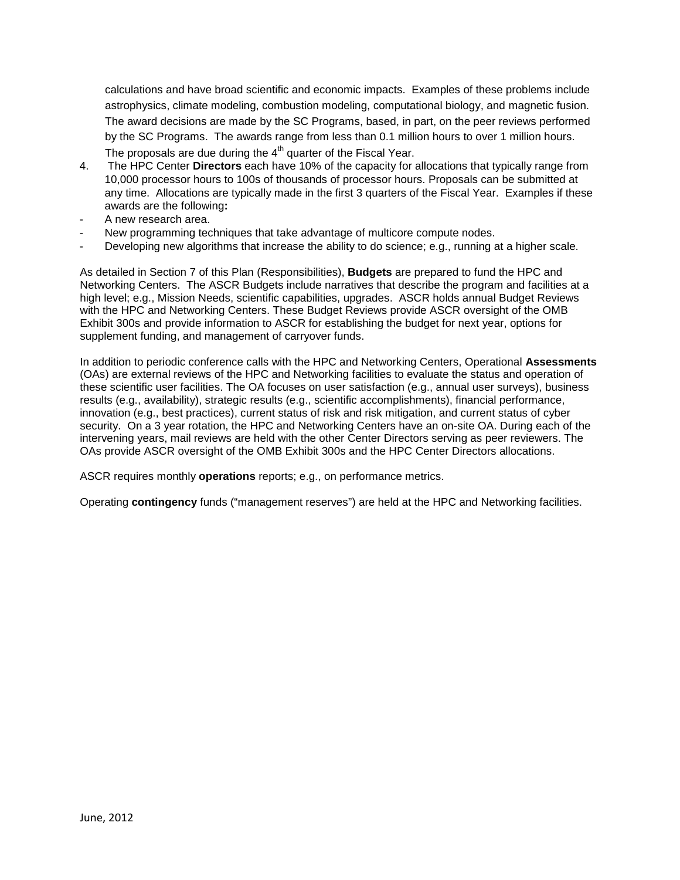calculations and have broad scientific and economic impacts. Examples of these problems include astrophysics, climate modeling, combustion modeling, computational biology, and magnetic fusion. The award decisions are made by the SC Programs, based, in part, on the peer reviews performed by the SC Programs. The awards range from less than 0.1 million hours to over 1 million hours. The proposals are due during the 4th quarter of the Fiscal Year.

4. The HPC Center **Directors** each have 10% of the capacity for allocations that typically range from 10,000 processor hours to 100s of thousands of processor hours. Proposals can be submitted at any time. Allocations are typically made in the first 3 quarters of the Fiscal Year. Examples if these awards are the following**:**

- A new research area.
- New programming techniques that take advantage of multicore compute nodes.
- Developing new algorithms that increase the ability to do science; e.g., running at a higher scale.

As detailed in Section 7 of this Plan (Responsibilities), **Budgets** are prepared to fund the HPC and Networking Centers. The ASCR Budgets include narratives that describe the program and facilities at a high level; e.g., Mission Needs, scientific capabilities, upgrades. ASCR holds annual Budget Reviews with the HPC and Networking Centers. These Budget Reviews provide ASCR oversight of the OMB Exhibit 300s and provide information to ASCR for establishing the budget for next year, options for supplement funding, and management of carryover funds.

In addition to periodic conference calls with the HPC and Networking Centers, Operational **Assessments** (OAs) are external reviews of the HPC and Networking facilities to evaluate the status and operation of these scientific user facilities. The OA focuses on user satisfaction (e.g., annual user surveys), business results (e.g., availability), strategic results (e.g., scientific accomplishments), financial performance, innovation (e.g., best practices), current status of risk and risk mitigation, and current status of cyber security. On a 3 year rotation, the HPC and Networking Centers have an on-site OA. During each of the intervening years, mail reviews are held with the other Center Directors serving as peer reviewers. The OAs provide ASCR oversight of the OMB Exhibit 300s and the HPC Center Directors allocations.

ASCR requires monthly **operations** reports; e.g., on performance metrics.

Operating **contingency** funds ("management reserves") are held at the HPC and Networking facilities.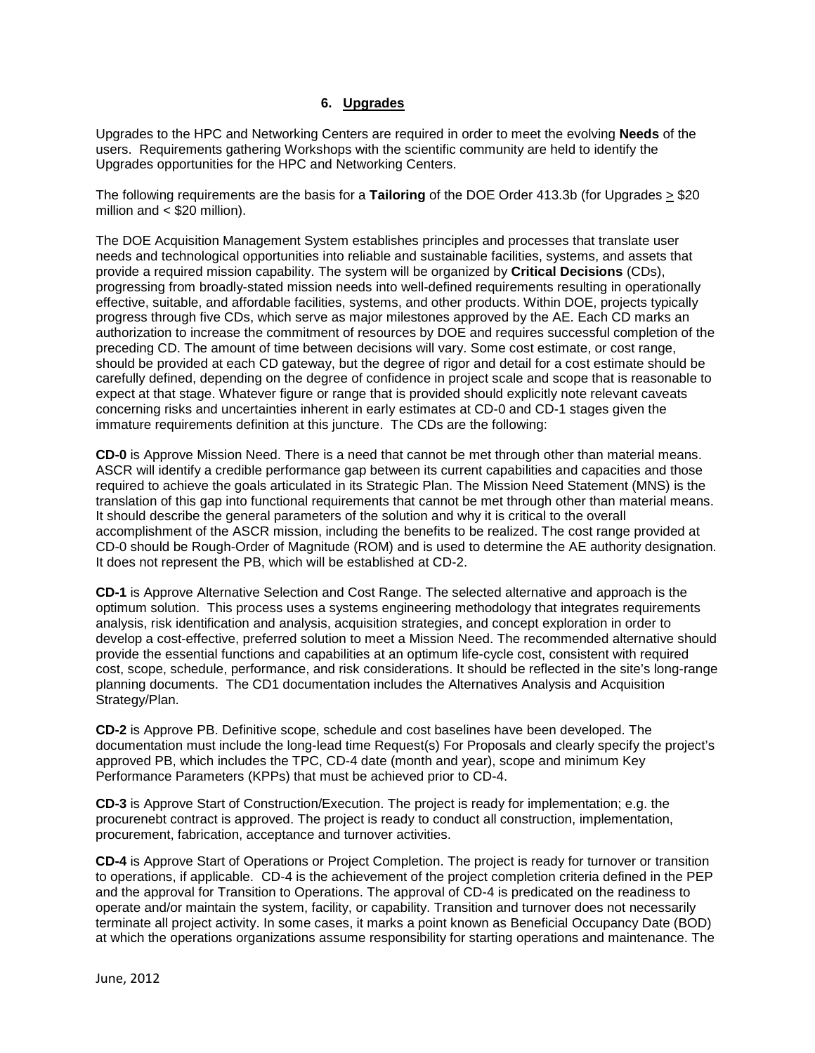## 6. Upgrades

Upgrades to the HPC and Networking Centers are required in order to meet the evolving **Needs** of the users. Requirements gathering Workshops with the scientific community are held to identify the Upgrades opportunities for the HPC and Networking Centers.

The following requirements are the basis for a **Tailoring** of the DOE Order 413.3b (for Upgrades > $20 million and < $20 million).

The DOE Acquisition Management System establishes principles and processes that translate user needs and technological opportunities into reliable and sustainable facilities, systems, and assets that provide a required mission capability. The system will be organized by **Critical Decisions** (CDs), progressing from broadly-stated mission needs into well-defined requirements resulting in operationally effective, suitable, and affordable facilities, systems, and other products. Within DOE, projects typically progress through five CDs, which serve as major milestones approved by the AE. Each CD marks an authorization to increase the commitment of resources by DOE and requires successful completion of the preceding CD. The amount of time between decisions will vary. Some cost estimate, or cost range, should be provided at each CD gateway, but the degree of rigor and detail for a cost estimate should be carefully defined, depending on the degree of confidence in project scale and scope that is reasonable to expect at that stage. Whatever figure or range that is provided should explicitly note relevant caveats concerning risks and uncertainties inherent in early estimates at CD-0 and CD-1 stages given the immature requirements definition at this juncture. The CDs are the following:

**CD-0** is Approve Mission Need. There is a need that cannot be met through other than material means. ASCR will identify a credible performance gap between its current capabilities and capacities and those required to achieve the goals articulated in its Strategic Plan. The Mission Need Statement (MNS) is the translation of this gap into functional requirements that cannot be met through other than material means. It should describe the general parameters of the solution and why it is critical to the overall accomplishment of the ASCR mission, including the benefits to be realized. The cost range provided at CD-0 should be Rough-Order of Magnitude (ROM) and is used to determine the AE authority designation. It does not represent the PB, which will be established at CD-2.

**CD-1** is Approve Alternative Selection and Cost Range. The selected alternative and approach is the optimum solution. This process uses a systems engineering methodology that integrates requirements analysis, risk identification and analysis, acquisition strategies, and concept exploration in order to develop a cost-effective, preferred solution to meet a Mission Need. The recommended alternative should provide the essential functions and capabilities at an optimum life-cycle cost, consistent with required cost, scope, schedule, performance, and risk considerations. It should be reflected in the site's long-range planning documents. The CD1 documentation includes the Alternatives Analysis and Acquisition Strategy/Plan.

**CD-2** is Approve PB. Definitive scope, schedule and cost baselines have been developed. The documentation must include the long-lead time Request(s) For Proposals and clearly specify the project's approved PB, which includes the TPC, CD-4 date (month and year), scope and minimum Key Performance Parameters (KPPs) that must be achieved prior to CD-4.

**CD-3** is Approve Start of Construction/Execution. The project is ready for implementation; e.g. the procurenebt contract is approved. The project is ready to conduct all construction, implementation, procurement, fabrication, acceptance and turnover activities.

**CD-4** is Approve Start of Operations or Project Completion. The project is ready for turnover or transition to operations, if applicable. CD-4 is the achievement of the project completion criteria defined in the PEP and the approval for Transition to Operations. The approval of CD-4 is predicated on the readiness to operate and/or maintain the system, facility, or capability. Transition and turnover does not necessarily terminate all project activity. In some cases, it marks a point known as Beneficial Occupancy Date (BOD) at which the operations organizations assume responsibility for starting operations and maintenance. The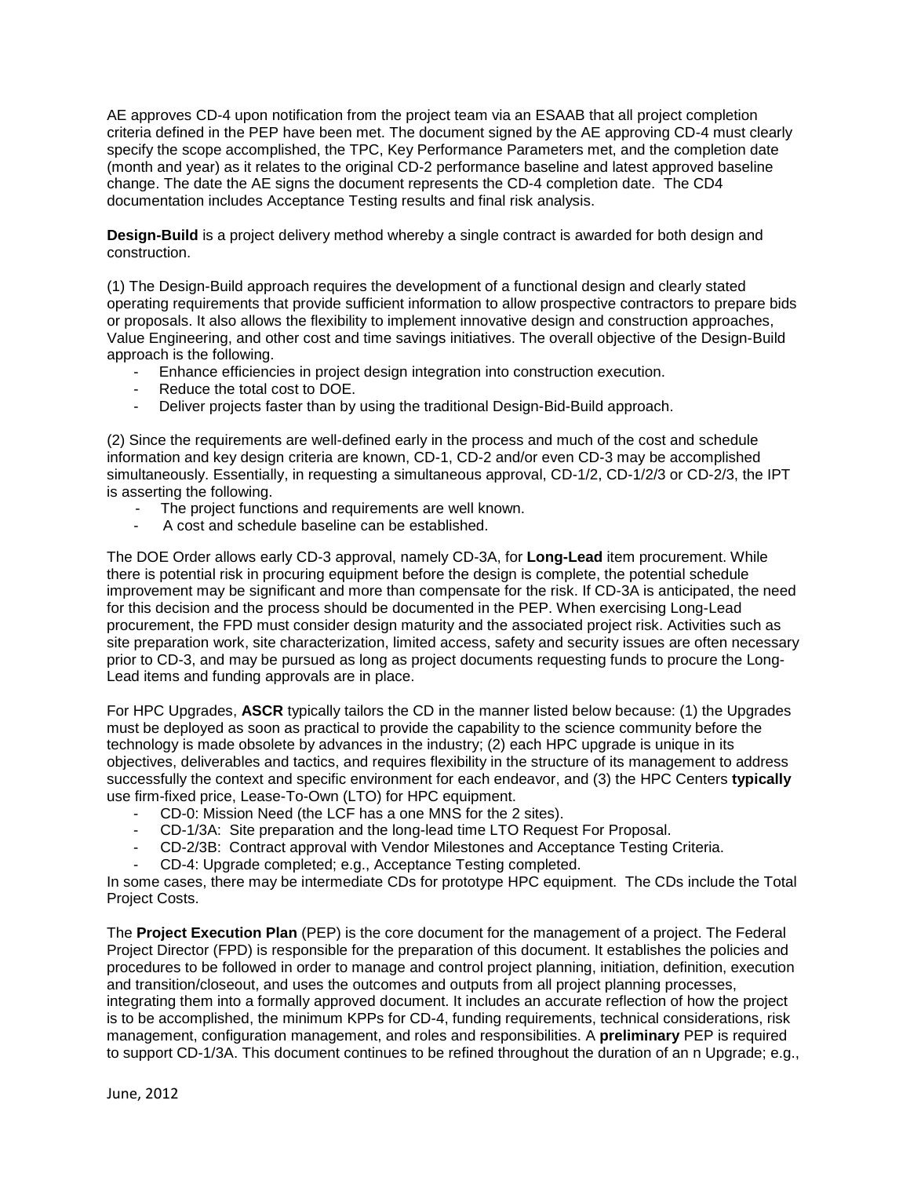AE approves CD-4 upon notification from the project team via an ESAAB that all project completion criteria defined in the PEP have been met. The document signed by the AE approving CD-4 must clearly specify the scope accomplished, the TPC, Key Performance Parameters met, and the completion date (month and year) as it relates to the original CD-2 performance baseline and latest approved baseline change. The date the AE signs the document represents the CD-4 completion date. The CD4 documentation includes Acceptance Testing results and final risk analysis.

**Design-Build** is a project delivery method whereby a single contract is awarded for both design and construction.

(1) The Design-Build approach requires the development of a functional design and clearly stated operating requirements that provide sufficient information to allow prospective contractors to prepare bids or proposals. It also allows the flexibility to implement innovative design and construction approaches, Value Engineering, and other cost and time savings initiatives. The overall objective of the Design-Build approach is the following.

- Enhance efficiencies in project design integration into construction execution.
- Reduce the total cost to DOE.
- Deliver projects faster than by using the traditional Design-Bid-Build approach.

(2) Since the requirements are well-defined early in the process and much of the cost and schedule information and key design criteria are known, CD-1, CD-2 and/or even CD-3 may be accomplished simultaneously. Essentially, in requesting a simultaneous approval, CD-1/2, CD-1/2/3 or CD-2/3, the IPT is asserting the following.

- The project functions and requirements are well known.
- A cost and schedule baseline can be established.

The DOE Order allows early CD-3 approval, namely CD-3A, for **Long-Lead** item procurement. While there is potential risk in procuring equipment before the design is complete, the potential schedule improvement may be significant and more than compensate for the risk. If CD-3A is anticipated, the need for this decision and the process should be documented in the PEP. When exercising Long-Lead procurement, the FPD must consider design maturity and the associated project risk. Activities such as site preparation work, site characterization, limited access, safety and security issues are often necessary prior to CD-3, and may be pursued as long as project documents requesting funds to procure the Long-Lead items and funding approvals are in place.

For HPC Upgrades, **ASCR** typically tailors the CD in the manner listed below because: (1) the Upgrades must be deployed as soon as practical to provide the capability to the science community before the technology is made obsolete by advances in the industry; (2) each HPC upgrade is unique in its objectives, deliverables and tactics, and requires flexibility in the structure of its management to address successfully the context and specific environment for each endeavor, and (3) the HPC Centers **typically** use firm-fixed price, Lease-To-Own (LTO) for HPC equipment.

- CD-0: Mission Need (the LCF has a one MNS for the 2 sites).
- CD-1/3A: Site preparation and the long-lead time LTO Request For Proposal.
- CD-2/3B: Contract approval with Vendor Milestones and Acceptance Testing Criteria.
- CD-4: Upgrade completed; e.g., Acceptance Testing completed.

In some cases, there may be intermediate CDs for prototype HPC equipment. The CDs include the Total Project Costs.

The **Project Execution Plan** (PEP) is the core document for the management of a project. The Federal Project Director (FPD) is responsible for the preparation of this document. It establishes the policies and procedures to be followed in order to manage and control project planning, initiation, definition, execution and transition/closeout, and uses the outcomes and outputs from all project planning processes, integrating them into a formally approved document. It includes an accurate reflection of how the project is to be accomplished, the minimum KPPs for CD-4, funding requirements, technical considerations, risk management, configuration management, and roles and responsibilities. A **preliminary** PEP is required to support CD-1/3A. This document continues to be refined throughout the duration of an n Upgrade; e.g.,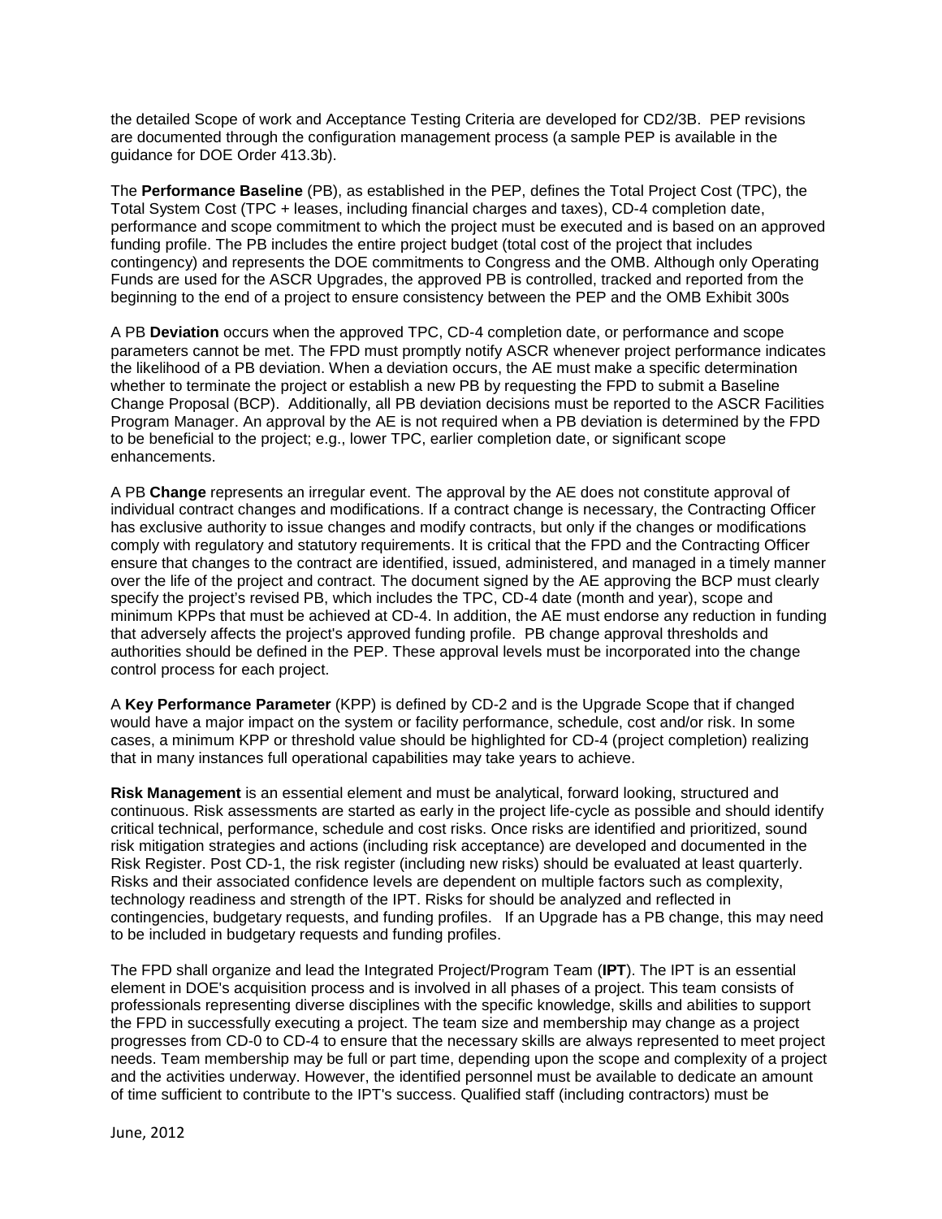the detailed Scope of work and Acceptance Testing Criteria are developed for CD2/3B. PEP revisions are documented through the configuration management process (a sample PEP is available in the guidance for DOE Order 413.3b).

The **Performance Baseline** (PB), as established in the PEP, defines the Total Project Cost (TPC), the Total System Cost (TPC + leases, including financial charges and taxes), CD-4 completion date, performance and scope commitment to which the project must be executed and is based on an approved funding profile. The PB includes the entire project budget (total cost of the project that includes contingency) and represents the DOE commitments to Congress and the OMB. Although only Operating Funds are used for the ASCR Upgrades, the approved PB is controlled, tracked and reported from the beginning to the end of a project to ensure consistency between the PEP and the OMB Exhibit 300s

A PB **Deviation** occurs when the approved TPC, CD-4 completion date, or performance and scope parameters cannot be met. The FPD must promptly notify ASCR whenever project performance indicates the likelihood of a PB deviation. When a deviation occurs, the AE must make a specific determination whether to terminate the project or establish a new PB by requesting the FPD to submit a Baseline Change Proposal (BCP). Additionally, all PB deviation decisions must be reported to the ASCR Facilities Program Manager. An approval by the AE is not required when a PB deviation is determined by the FPD to be beneficial to the project; e.g., lower TPC, earlier completion date, or significant scope enhancements.

A PB **Change** represents an irregular event. The approval by the AE does not constitute approval of individual contract changes and modifications. If a contract change is necessary, the Contracting Officer has exclusive authority to issue changes and modify contracts, but only if the changes or modifications comply with regulatory and statutory requirements. It is critical that the FPD and the Contracting Officer ensure that changes to the contract are identified, issued, administered, and managed in a timely manner over the life of the project and contract. The document signed by the AE approving the BCP must clearly specify the project's revised PB, which includes the TPC, CD-4 date (month and year), scope and minimum KPPs that must be achieved at CD-4. In addition, the AE must endorse any reduction in funding that adversely affects the project's approved funding profile. PB change approval thresholds and authorities should be defined in the PEP. These approval levels must be incorporated into the change control process for each project.

A **Key Performance Parameter** (KPP) is defined by CD-2 and is the Upgrade Scope that if changed would have a major impact on the system or facility performance, schedule, cost and/or risk. In some cases, a minimum KPP or threshold value should be highlighted for CD-4 (project completion) realizing that in many instances full operational capabilities may take years to achieve.

**Risk Management** is an essential element and must be analytical, forward looking, structured and continuous. Risk assessments are started as early in the project life-cycle as possible and should identify critical technical, performance, schedule and cost risks. Once risks are identified and prioritized, sound risk mitigation strategies and actions (including risk acceptance) are developed and documented in the Risk Register. Post CD-1, the risk register (including new risks) should be evaluated at least quarterly. Risks and their associated confidence levels are dependent on multiple factors such as complexity, technology readiness and strength of the IPT. Risks for should be analyzed and reflected in contingencies, budgetary requests, and funding profiles. If an Upgrade has a PB change, this may need to be included in budgetary requests and funding profiles.

The FPD shall organize and lead the Integrated Project/Program Team (**IPT**). The IPT is an essential element in DOE's acquisition process and is involved in all phases of a project. This team consists of professionals representing diverse disciplines with the specific knowledge, skills and abilities to support the FPD in successfully executing a project. The team size and membership may change as a project progresses from CD-0 to CD-4 to ensure that the necessary skills are always represented to meet project needs. Team membership may be full or part time, depending upon the scope and complexity of a project and the activities underway. However, the identified personnel must be available to dedicate an amount of time sufficient to contribute to the IPT's success. Qualified staff (including contractors) must be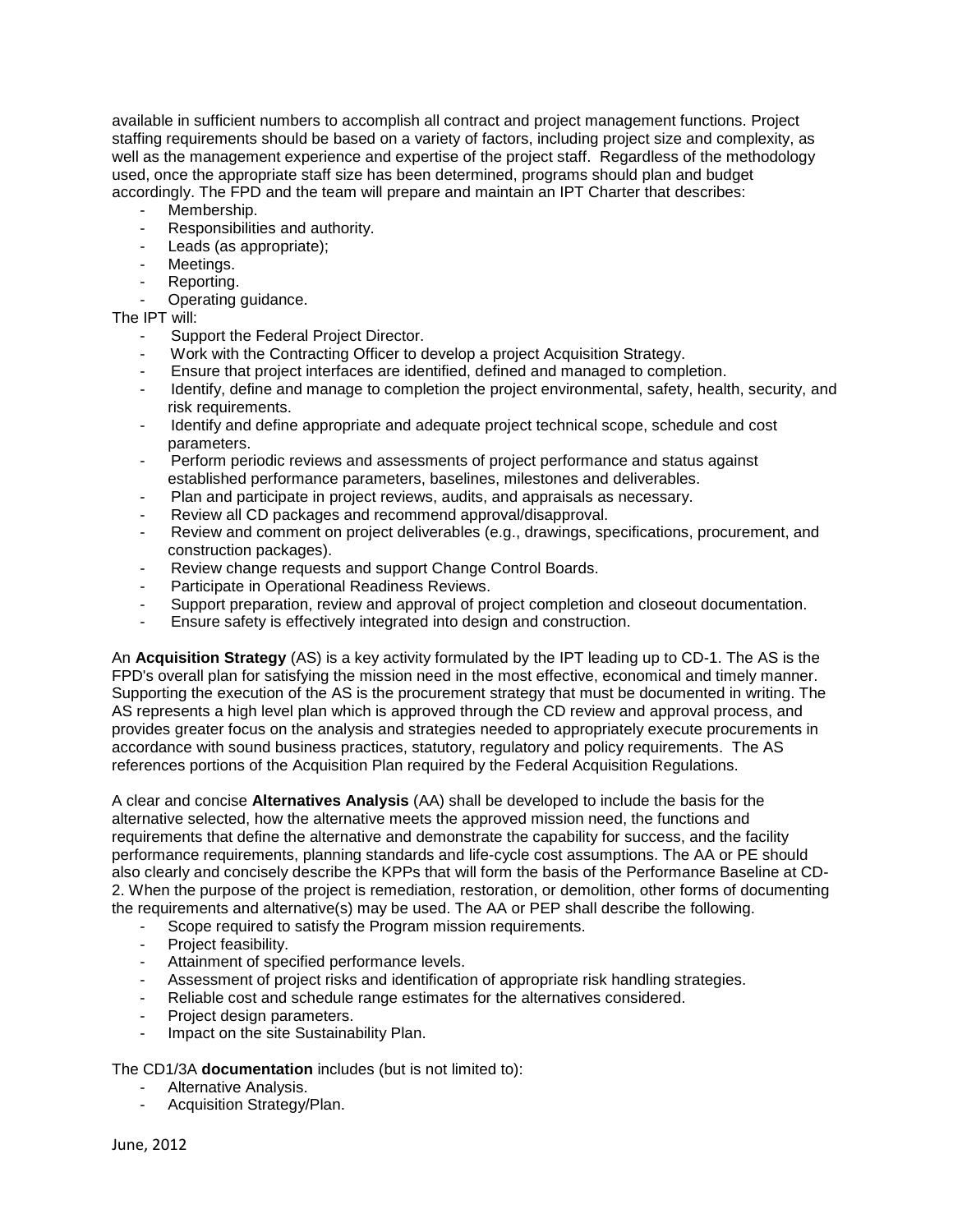available in sufficient numbers to accomplish all contract and project management functions. Project staffing requirements should be based on a variety of factors, including project size and complexity, as well as the management experience and expertise of the project staff. Regardless of the methodology used, once the appropriate staff size has been determined, programs should plan and budget accordingly. The FPD and the team will prepare and maintain an IPT Charter that describes:

- Membership.
- Responsibilities and authority.
- Leads (as appropriate);
- Meetings.
- Reporting.
- Operating guidance.

The IPT will:

- Support the Federal Project Director.
- Work with the Contracting Officer to develop a project Acquisition Strategy.
- Ensure that project interfaces are identified, defined and managed to completion.
- Identify, define and manage to completion the project environmental, safety, health, security, and risk requirements.
- Identify and define appropriate and adequate project technical scope, schedule and cost parameters.
- Perform periodic reviews and assessments of project performance and status against established performance parameters, baselines, milestones and deliverables.
- Plan and participate in project reviews, audits, and appraisals as necessary.
- Review all CD packages and recommend approval/disapproval.
- Review and comment on project deliverables (e.g., drawings, specifications, procurement, and construction packages).
- Review change requests and support Change Control Boards.
- Participate in Operational Readiness Reviews.
- Support preparation, review and approval of project completion and closeout documentation.
- Ensure safety is effectively integrated into design and construction.

An **Acquisition Strategy** (AS) is a key activity formulated by the IPT leading up to CD-1. The AS is the FPD's overall plan for satisfying the mission need in the most effective, economical and timely manner. Supporting the execution of the AS is the procurement strategy that must be documented in writing. The AS represents a high level plan which is approved through the CD review and approval process, and provides greater focus on the analysis and strategies needed to appropriately execute procurements in accordance with sound business practices, statutory, regulatory and policy requirements. The AS references portions of the Acquisition Plan required by the Federal Acquisition Regulations.

A clear and concise **Alternatives Analysis** (AA) shall be developed to include the basis for the alternative selected, how the alternative meets the approved mission need, the functions and requirements that define the alternative and demonstrate the capability for success, and the facility performance requirements, planning standards and life-cycle cost assumptions. The AA or PE should also clearly and concisely describe the KPPs that will form the basis of the Performance Baseline at CD-2. When the purpose of the project is remediation, restoration, or demolition, other forms of documenting the requirements and alternative(s) may be used. The AA or PEP shall describe the following.

- Scope required to satisfy the Program mission requirements.
- Project feasibility.
- Attainment of specified performance levels.
- Assessment of project risks and identification of appropriate risk handling strategies.
- Reliable cost and schedule range estimates for the alternatives considered.
- Project design parameters.
- Impact on the site Sustainability Plan.

The CD1/3A **documentation** includes (but is not limited to):

- Alternative Analysis.
- Acquisition Strategy/Plan.

June, 2012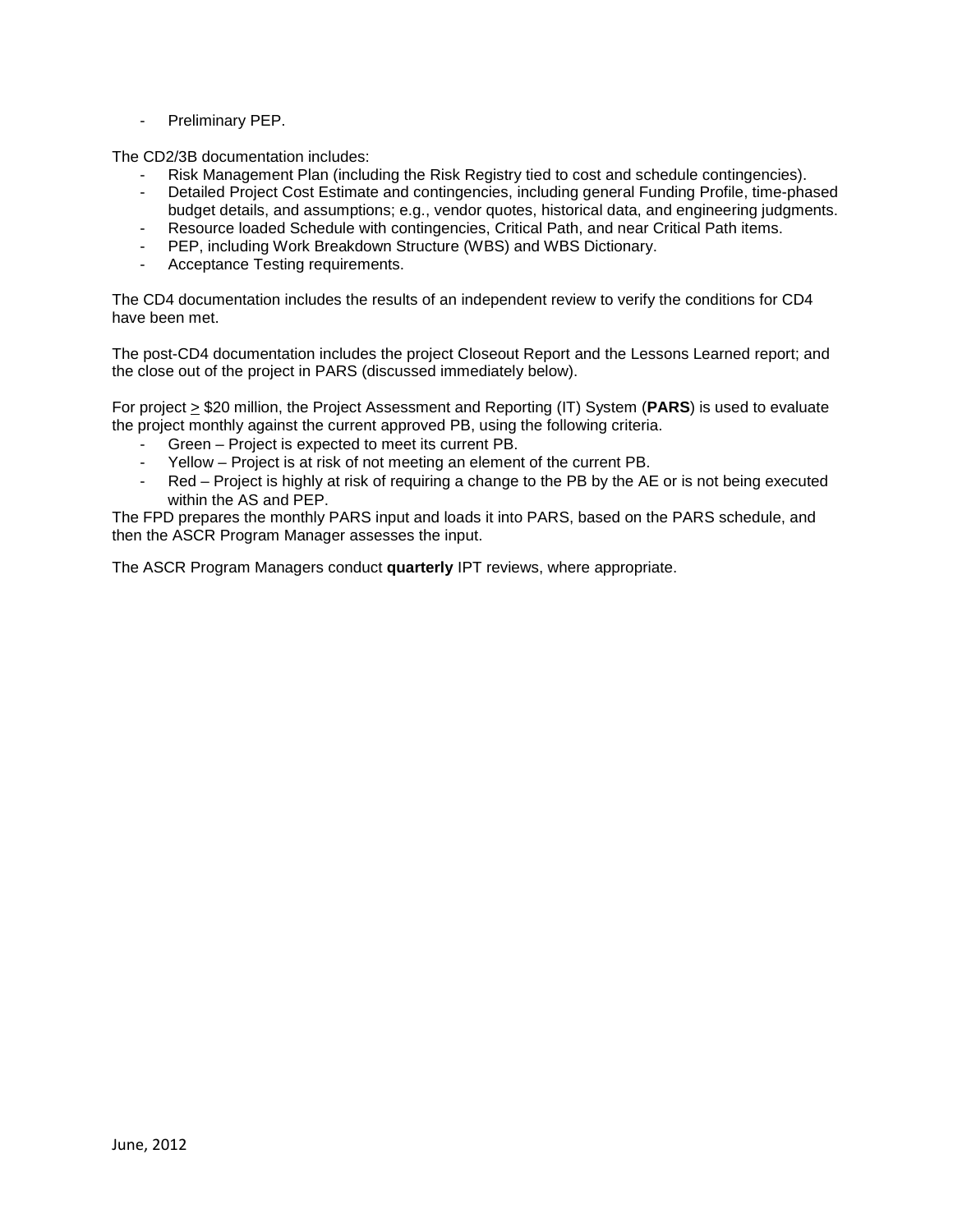- Preliminary PEP.

The CD2/3B documentation includes:

- Risk Management Plan (including the Risk Registry tied to cost and schedule contingencies).
- Detailed Project Cost Estimate and contingencies, including general Funding Profile, time-phased budget details, and assumptions; e.g., vendor quotes, historical data, and engineering judgments.
- Resource loaded Schedule with contingencies, Critical Path, and near Critical Path items.
- PEP, including Work Breakdown Structure (WBS) and WBS Dictionary.
- Acceptance Testing requirements.

The CD4 documentation includes the results of an independent review to verify the conditions for CD4 have been met.

The post-CD4 documentation includes the project Closeout Report and the Lessons Learned report; and the close out of the project in PARS (discussed immediately below).

For project ≥ $20 million, the Project Assessment and Reporting (IT) System (**PARS**) is used to evaluate the project monthly against the current approved PB, using the following criteria.

- Green – Project is expected to meet its current PB.
- Yellow – Project is at risk of not meeting an element of the current PB.
- Red – Project is highly at risk of requiring a change to the PB by the AE or is not being executed within the AS and PEP.

The FPD prepares the monthly PARS input and loads it into PARS, based on the PARS schedule, and then the ASCR Program Manager assesses the input.

The ASCR Program Managers conduct **quarterly** IPT reviews, where appropriate.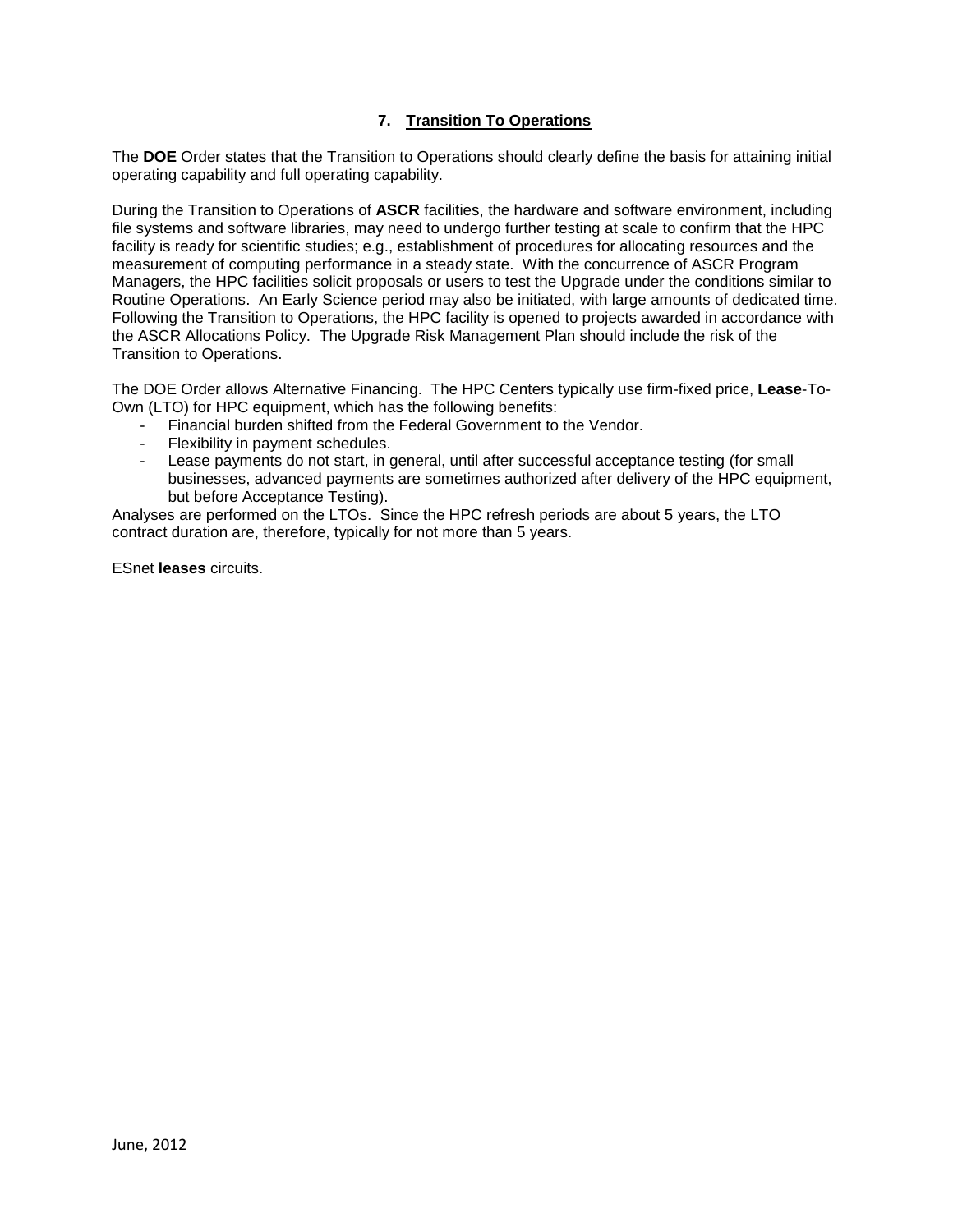## 7. Transition To Operations

The **DOE** Order states that the Transition to Operations should clearly define the basis for attaining initial operating capability and full operating capability.

During the Transition to Operations of **ASCR** facilities, the hardware and software environment, including file systems and software libraries, may need to undergo further testing at scale to confirm that the HPC facility is ready for scientific studies; e.g., establishment of procedures for allocating resources and the measurement of computing performance in a steady state. With the concurrence of ASCR Program Managers, the HPC facilities solicit proposals or users to test the Upgrade under the conditions similar to Routine Operations. An Early Science period may also be initiated, with large amounts of dedicated time. Following the Transition to Operations, the HPC facility is opened to projects awarded in accordance with the ASCR Allocations Policy. The Upgrade Risk Management Plan should include the risk of the Transition to Operations.

The DOE Order allows Alternative Financing. The HPC Centers typically use firm-fixed price, **Lease**-To-Own (LTO) for HPC equipment, which has the following benefits:

- Financial burden shifted from the Federal Government to the Vendor.
- Flexibility in payment schedules.
- Lease payments do not start, in general, until after successful acceptance testing (for small businesses, advanced payments are sometimes authorized after delivery of the HPC equipment, but before Acceptance Testing).

Analyses are performed on the LTOs. Since the HPC refresh periods are about 5 years, the LTO contract duration are, therefore, typically for not more than 5 years.

ESnet **leases** circuits.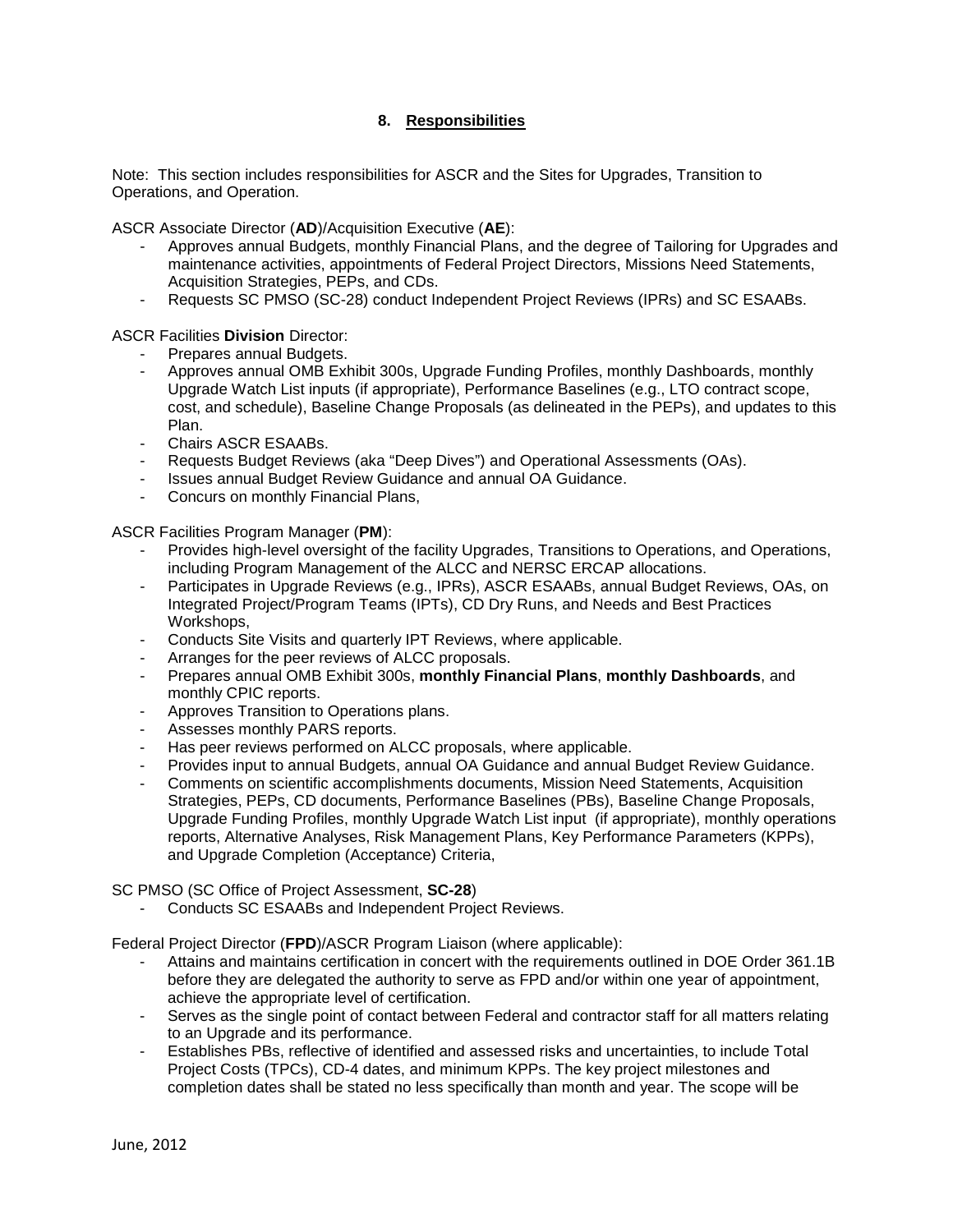## 8. Responsibilities

Note: This section includes responsibilities for ASCR and the Sites for Upgrades, Transition to Operations, and Operation.

ASCR Associate Director (**AD**)/Acquisition Executive (**AE**):

- Approves annual Budgets, monthly Financial Plans, and the degree of Tailoring for Upgrades and maintenance activities, appointments of Federal Project Directors, Missions Need Statements, Acquisition Strategies, PEPs, and CDs.
- Requests SC PMSO (SC-28) conduct Independent Project Reviews (IPRs) and SC ESAABs.

ASCR Facilities **Division** Director:

- Prepares annual Budgets.
- Approves annual OMB Exhibit 300s, Upgrade Funding Profiles, monthly Dashboards, monthly Upgrade Watch List inputs (if appropriate), Performance Baselines (e.g., LTO contract scope, cost, and schedule), Baseline Change Proposals (as delineated in the PEPs), and updates to this Plan.
- Chairs ASCR ESAABs.
- Requests Budget Reviews (aka "Deep Dives") and Operational Assessments (OAs).
- Issues annual Budget Review Guidance and annual OA Guidance.
- Concurs on monthly Financial Plans,

ASCR Facilities Program Manager (**PM**):

- Provides high-level oversight of the facility Upgrades, Transitions to Operations, and Operations, including Program Management of the ALCC and NERSC ERCAP allocations.
- Participates in Upgrade Reviews (e.g., IPRs), ASCR ESAABs, annual Budget Reviews, OAs, on Integrated Project/Program Teams (IPTs), CD Dry Runs, and Needs and Best Practices Workshops,
- Conducts Site Visits and quarterly IPT Reviews, where applicable.
- Arranges for the peer reviews of ALCC proposals.
- Prepares annual OMB Exhibit 300s, **monthly Financial Plans**, **monthly Dashboards**, and monthly CPIC reports.
- Approves Transition to Operations plans.
- Assesses monthly PARS reports.
- Has peer reviews performed on ALCC proposals, where applicable.
- Provides input to annual Budgets, annual OA Guidance and annual Budget Review Guidance.
- Comments on scientific accomplishments documents, Mission Need Statements, Acquisition Strategies, PEPs, CD documents, Performance Baselines (PBs), Baseline Change Proposals, Upgrade Funding Profiles, monthly Upgrade Watch List input (if appropriate), monthly operations reports, Alternative Analyses, Risk Management Plans, Key Performance Parameters (KPPs), and Upgrade Completion (Acceptance) Criteria,

SC PMSO (SC Office of Project Assessment, **SC-28**)

- Conducts SC ESAABs and Independent Project Reviews.

Federal Project Director (**FPD**)/ASCR Program Liaison (where applicable):

- Attains and maintains certification in concert with the requirements outlined in DOE Order 361.1B before they are delegated the authority to serve as FPD and/or within one year of appointment, achieve the appropriate level of certification.
- Serves as the single point of contact between Federal and contractor staff for all matters relating to an Upgrade and its performance.
- Establishes PBs, reflective of identified and assessed risks and uncertainties, to include Total Project Costs (TPCs), CD-4 dates, and minimum KPPs. The key project milestones and completion dates shall be stated no less specifically than month and year. The scope will be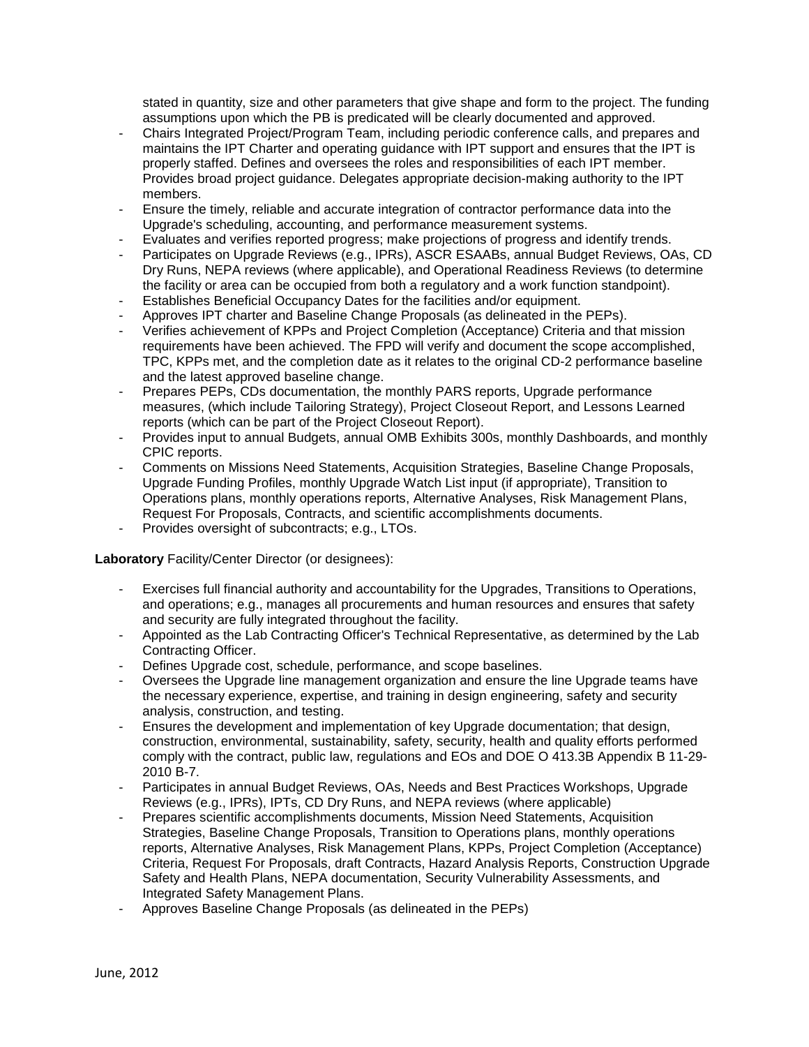stated in quantity, size and other parameters that give shape and form to the project. The funding assumptions upon which the PB is predicated will be clearly documented and approved.

- Chairs Integrated Project/Program Team, including periodic conference calls, and prepares and maintains the IPT Charter and operating guidance with IPT support and ensures that the IPT is properly staffed. Defines and oversees the roles and responsibilities of each IPT member. Provides broad project guidance. Delegates appropriate decision-making authority to the IPT members.
- Ensure the timely, reliable and accurate integration of contractor performance data into the Upgrade's scheduling, accounting, and performance measurement systems.
- Evaluates and verifies reported progress; make projections of progress and identify trends.
- Participates on Upgrade Reviews (e.g., IPRs), ASCR ESAABs, annual Budget Reviews, OAs, CD Dry Runs, NEPA reviews (where applicable), and Operational Readiness Reviews (to determine the facility or area can be occupied from both a regulatory and a work function standpoint).
- Establishes Beneficial Occupancy Dates for the facilities and/or equipment.
- Approves IPT charter and Baseline Change Proposals (as delineated in the PEPs).
- Verifies achievement of KPPs and Project Completion (Acceptance) Criteria and that mission requirements have been achieved. The FPD will verify and document the scope accomplished, TPC, KPPs met, and the completion date as it relates to the original CD-2 performance baseline and the latest approved baseline change.
- Prepares PEPs, CDs documentation, the monthly PARS reports, Upgrade performance measures, (which include Tailoring Strategy), Project Closeout Report, and Lessons Learned reports (which can be part of the Project Closeout Report).
- Provides input to annual Budgets, annual OMB Exhibits 300s, monthly Dashboards, and monthly CPIC reports.
- Comments on Missions Need Statements, Acquisition Strategies, Baseline Change Proposals, Upgrade Funding Profiles, monthly Upgrade Watch List input (if appropriate), Transition to Operations plans, monthly operations reports, Alternative Analyses, Risk Management Plans, Request For Proposals, Contracts, and scientific accomplishments documents.
- Provides oversight of subcontracts; e.g., LTOs.

**Laboratory** Facility/Center Director (or designees):

- Exercises full financial authority and accountability for the Upgrades, Transitions to Operations, and operations; e.g., manages all procurements and human resources and ensures that safety and security are fully integrated throughout the facility.
- Appointed as the Lab Contracting Officer's Technical Representative, as determined by the Lab Contracting Officer.
- Defines Upgrade cost, schedule, performance, and scope baselines.
- Oversees the Upgrade line management organization and ensure the line Upgrade teams have the necessary experience, expertise, and training in design engineering, safety and security analysis, construction, and testing.
- Ensures the development and implementation of key Upgrade documentation; that design, construction, environmental, sustainability, safety, security, health and quality efforts performed comply with the contract, public law, regulations and EOs and DOE O 413.3B Appendix B 11-29-2010 B-7.
- Participates in annual Budget Reviews, OAs, Needs and Best Practices Workshops, Upgrade Reviews (e.g., IPRs), IPTs, CD Dry Runs, and NEPA reviews (where applicable)
- Prepares scientific accomplishments documents, Mission Need Statements, Acquisition Strategies, Baseline Change Proposals, Transition to Operations plans, monthly operations reports, Alternative Analyses, Risk Management Plans, KPPs, Project Completion (Acceptance) Criteria, Request For Proposals, draft Contracts, Hazard Analysis Reports, Construction Upgrade Safety and Health Plans, NEPA documentation, Security Vulnerability Assessments, and Integrated Safety Management Plans.
- Approves Baseline Change Proposals (as delineated in the PEPs)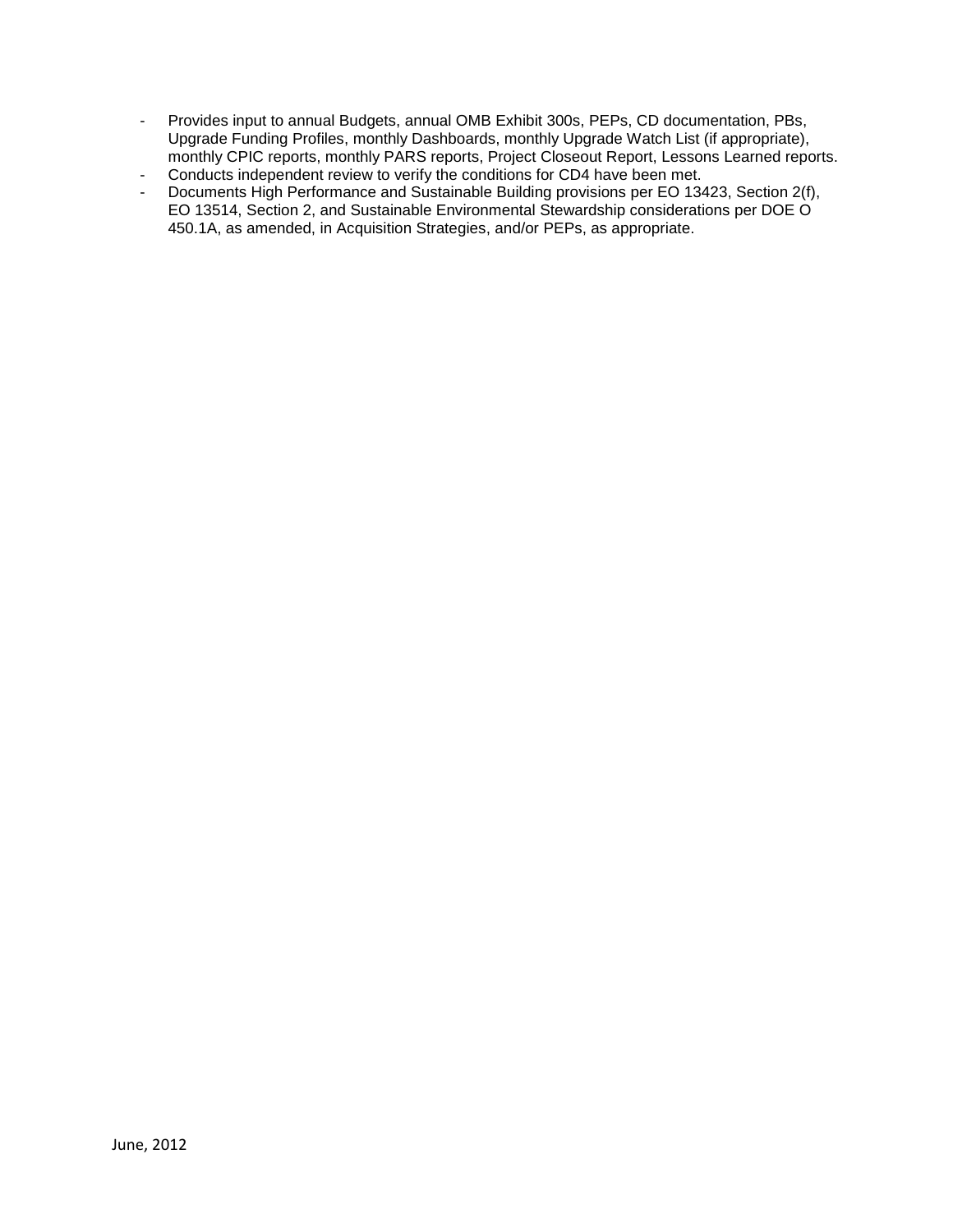- Provides input to annual Budgets, annual OMB Exhibit 300s, PEPs, CD documentation, PBs, Upgrade Funding Profiles, monthly Dashboards, monthly Upgrade Watch List (if appropriate), monthly CPIC reports, monthly PARS reports, Project Closeout Report, Lessons Learned reports.
- Conducts independent review to verify the conditions for CD4 have been met.
- Documents High Performance and Sustainable Building provisions per EO 13423, Section 2(f), EO 13514, Section 2, and Sustainable Environmental Stewardship considerations per DOE O 450.1A, as amended, in Acquisition Strategies, and/or PEPs, as appropriate.